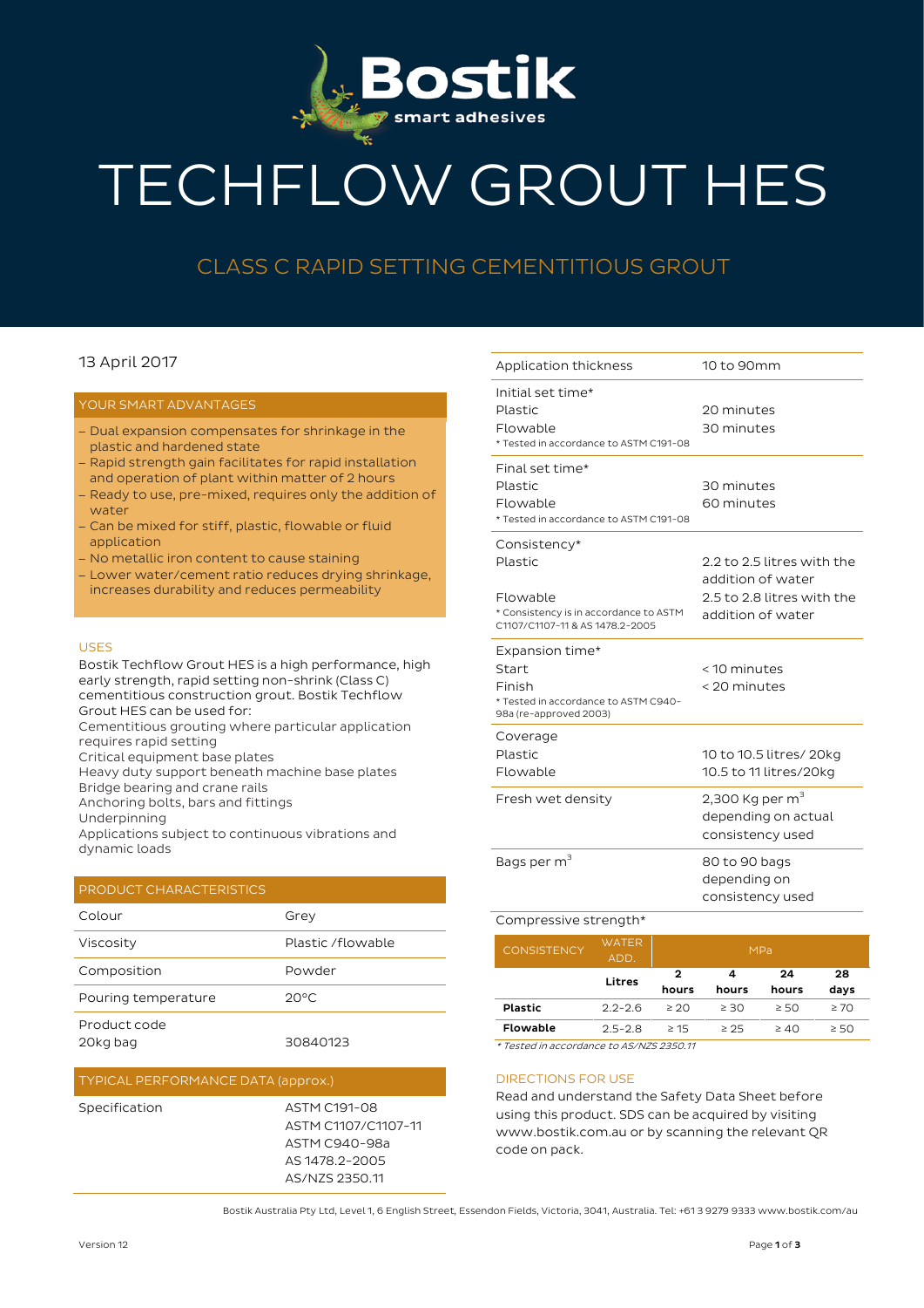# TECHFLOW GROUT HES

## CLASS C RAPID SETTING CEMENTITIOUS GROUT

13 April 2017

### YOUR SMART ADVANTAGES

- Dual expansion compensates for shrinkage in the plastic and hardened state
- Rapid strength gain facilitates for rapid installation and operation of plant within matter of 2 hours
- Ready to use, pre-mixed, requires only the addition of water
- Can be mixed for stiff, plastic, flowable or fluid application
- No metallic iron content to cause staining
- Lower water/cement ratio reduces drying shrinkage, increases durability and reduces permeability

### USES

Bostik Techflow Grout HES is a high performance, high early strength, rapid setting non-shrink (Class C) cementitious construction grout. Bostik Techflow Grout HES can be used for:

Cementitious grouting where particular application requires rapid setting
Critical equipment base plates
Heavy duty support beneath machine base plates
Bridge bearing and crane rails
Anchoring bolts, bars and fittings
Underpinning
Applications subject to continuous vibrations and dynamic loads

### PRODUCT CHARACTERISTICS

| | |
|---|---|
| Colour | Grey |
| Viscosity | Plastic /flowable |
| Composition | Powder |
| Pouring temperature | 20°C |
| Product code<br>20kg bag | 30840123 |

### TYPICAL PERFORMANCE DATA (approx.)

| | |
|---|---|
| Specification | ASTM C191-08<br>ASTM C1107/C1107-11<br>ASTM C940-98a<br>AS 1478.2-2005<br>AS/NZS 2350.11 |
| Application thickness | 10 to 90mm |
| Initial set time*<br>Plastic<br>Flowable<br>* Tested in accordance to ASTM C191-08 | <br>20 minutes<br>30 minutes |
| Final set time*<br>Plastic<br>Flowable<br>* Tested in accordance to ASTM C191-08 | <br>30 minutes<br>60 minutes |
| Consistency*<br>Plastic<br>Flowable<br>* Consistency is in accordance to ASTM C1107/C1107-11 & AS 1478.2-2005 | <br>2.2 to 2.5 litres with the addition of water<br>2.5 to 2.8 litres with the addition of water |
| Expansion time*<br>Start<br>Finish<br>* Tested in accordance to ASTM C940-98a (re-approved 2003) | <br>< 10 minutes<br>< 20 minutes |
| Coverage<br>Plastic<br>Flowable | <br>10 to 10.5 litres/ 20kg<br>10.5 to 11 litres/20kg |
| Fresh wet density | 2,300 Kg per $m^3$ depending on actual consistency used |
| Bags per $m^3$ | 80 to 90 bags depending on consistency used |

Compressive strength*

| CONSISTENCY | WATER ADD. | MPa | | | |
|---|---|---|---|---|---|
| | **Litres** | **2 hours** | **4 hours** | **24 hours** | **28 days** |
| **Plastic** | 2.2-2.6 | ≥ 20 | ≥ 30 | ≥ 50 | ≥ 70 |
| **Flowable** | 2.5-2.8 | ≥ 15 | ≥ 25 | ≥ 40 | ≥ 50 |

*\* Tested in accordance to AS/NZS 2350.11*

### DIRECTIONS FOR USE

Read and understand the Safety Data Sheet before using this product. SDS can be acquired by visiting www.bostik.com.au or by scanning the relevant QR code on pack.

Bostik Australia Pty Ltd, Level 1, 6 English Street, Essendon Fields, Victoria, 3041, Australia. Tel: +61 3 9279 9333 www.bostik.com/au

Version 12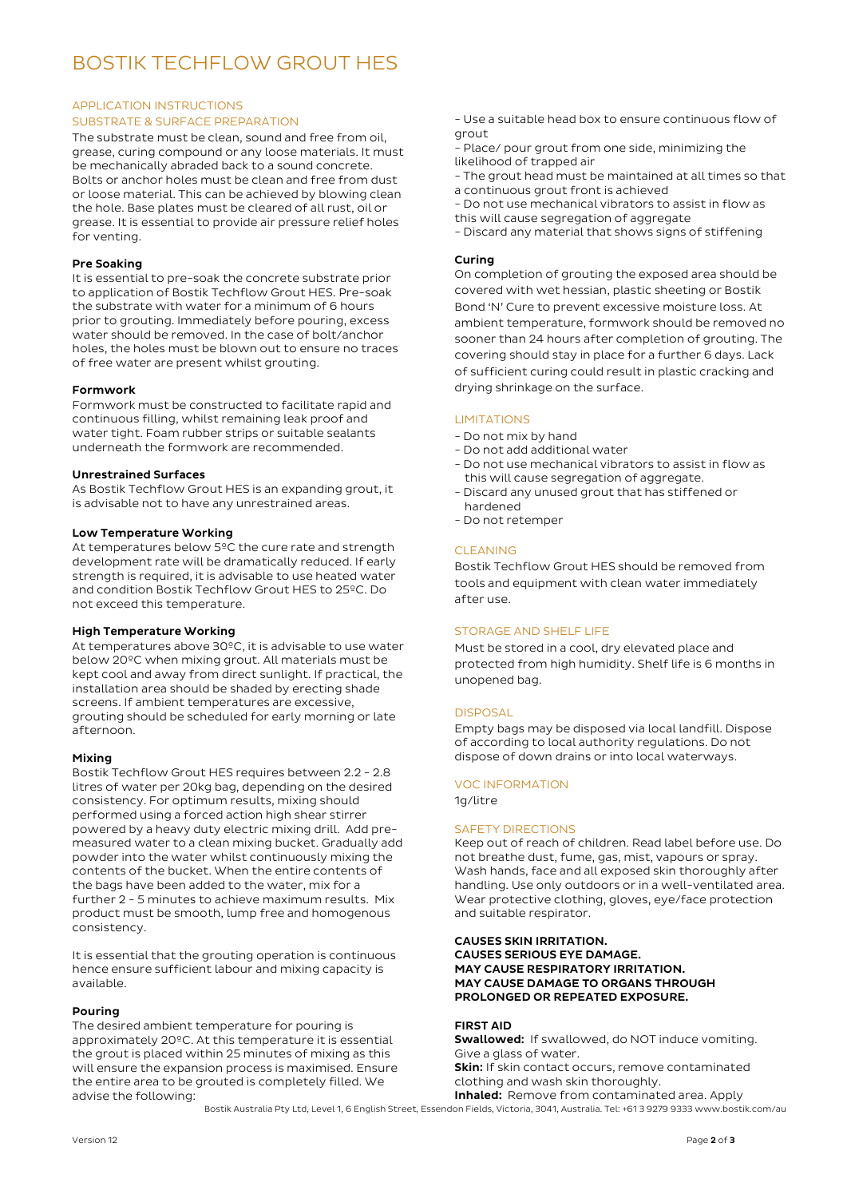# BOSTIK TECHFLOW GROUT HES

## APPLICATION INSTRUCTIONS

### SUBSTRATE & SURFACE PREPARATION

The substrate must be clean, sound and free from oil, grease, curing compound or any loose materials. It must be mechanically abraded back to a sound concrete. Bolts or anchor holes must be clean and free from dust or loose material. This can be achieved by blowing clean the hole. Base plates must be cleared of all rust, oil or grease. It is essential to provide air pressure relief holes for venting.

**Pre Soaking**

It is essential to pre-soak the concrete substrate prior to application of Bostik Techflow Grout HES. Pre-soak the substrate with water for a minimum of 6 hours prior to grouting. Immediately before pouring, excess water should be removed. In the case of bolt/anchor holes, the holes must be blown out to ensure no traces of free water are present whilst grouting.

**Formwork**

Formwork must be constructed to facilitate rapid and continuous filling, whilst remaining leak proof and water tight. Foam rubber strips or suitable sealants underneath the formwork are recommended.

**Unrestrained Surfaces**

As Bostik Techflow Grout HES is an expanding grout, it is advisable not to have any unrestrained areas.

**Low Temperature Working**

At temperatures below 5ºC the cure rate and strength development rate will be dramatically reduced. If early strength is required, it is advisable to use heated water and condition Bostik Techflow Grout HES to 25ºC. Do not exceed this temperature.

**High Temperature Working**

At temperatures above 30ºC, it is advisable to use water below 20ºC when mixing grout. All materials must be kept cool and away from direct sunlight. If practical, the installation area should be shaded by erecting shade screens. If ambient temperatures are excessive, grouting should be scheduled for early morning or late afternoon.

**Mixing**

Bostik Techflow Grout HES requires between 2.2 - 2.8 litres of water per 20kg bag, depending on the desired consistency. For optimum results, mixing should performed using a forced action high shear stirrer powered by a heavy duty electric mixing drill. Add pre-measured water to a clean mixing bucket. Gradually add powder into the water whilst continuously mixing the contents of the bucket. When the entire contents of the bags have been added to the water, mix for a further 2 - 5 minutes to achieve maximum results. Mix product must be smooth, lump free and homogenous consistency.

It is essential that the grouting operation is continuous hence ensure sufficient labour and mixing capacity is available.

**Pouring**

The desired ambient temperature for pouring is approximately 20ºC. At this temperature it is essential the grout is placed within 25 minutes of mixing as this will ensure the expansion process is maximised. Ensure the entire area to be grouted is completely filled. We advise the following:

- Use a suitable head box to ensure continuous flow of grout
- Place/ pour grout from one side, minimizing the likelihood of trapped air
- The grout head must be maintained at all times so that a continuous grout front is achieved
- Do not use mechanical vibrators to assist in flow as this will cause segregation of aggregate
- Discard any material that shows signs of stiffening

**Curing**

On completion of grouting the exposed area should be covered with wet hessian, plastic sheeting or Bostik Bond 'N' Cure to prevent excessive moisture loss. At ambient temperature, formwork should be removed no sooner than 24 hours after completion of grouting. The covering should stay in place for a further 6 days. Lack of sufficient curing could result in plastic cracking and drying shrinkage on the surface.

## LIMITATIONS

- Do not mix by hand
- Do not add additional water
- Do not use mechanical vibrators to assist in flow as this will cause segregation of aggregate.
- Discard any unused grout that has stiffened or hardened
- Do not retemper

## CLEANING

Bostik Techflow Grout HES should be removed from tools and equipment with clean water immediately after use.

## STORAGE AND SHELF LIFE

Must be stored in a cool, dry elevated place and protected from high humidity. Shelf life is 6 months in unopened bag.

## DISPOSAL

Empty bags may be disposed via local landfill. Dispose of according to local authority regulations. Do not dispose of down drains or into local waterways.

## VOC INFORMATION

1g/litre

## SAFETY DIRECTIONS

Keep out of reach of children. Read label before use. Do not breathe dust, fume, gas, mist, vapours or spray. Wash hands, face and all exposed skin thoroughly after handling. Use only outdoors or in a well-ventilated area. Wear protective clothing, gloves, eye/face protection and suitable respirator.

**CAUSES SKIN IRRITATION.**
**CAUSES SERIOUS EYE DAMAGE.**
**MAY CAUSE RESPIRATORY IRRITATION.**
**MAY CAUSE DAMAGE TO ORGANS THROUGH PROLONGED OR REPEATED EXPOSURE.**

**FIRST AID**

**Swallowed:** If swallowed, do NOT induce vomiting. Give a glass of water.
**Skin:** If skin contact occurs, remove contaminated clothing and wash skin thoroughly.
**Inhaled:** Remove from contaminated area. Apply

Bostik Australia Pty Ltd, Level 1, 6 English Street, Essendon Fields, Victoria, 3041, Australia. Tel: +61 3 9279 9333 www.bostik.com/au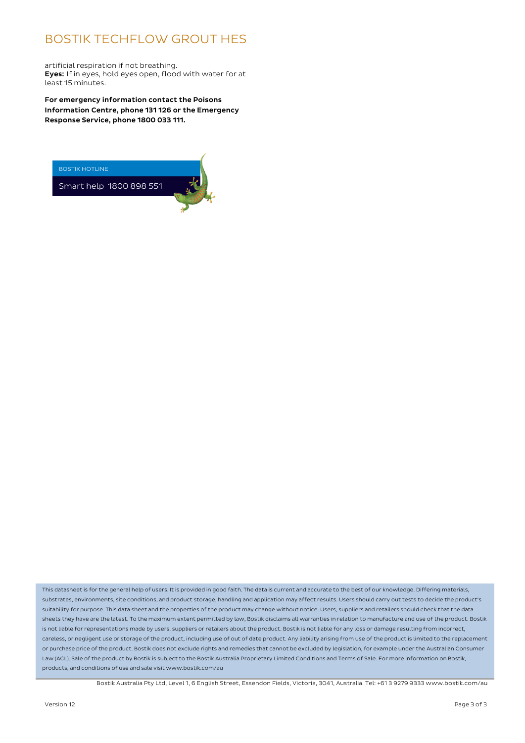artificial respiration if not breathing.
**Eyes:** If in eyes, hold eyes open, flood with water for at least 15 minutes.

**For emergency information contact the Poisons Information Centre, phone 131 126 or the Emergency Response Service, phone 1800 033 111.**

BOSTIK HOTLINE

Smart help 1800 898 551

This datasheet is for the general help of users. It is provided in good faith. The data is current and accurate to the best of our knowledge. Differing materials, substrates, environments, site conditions, and product storage, handling and application may affect results. Users should carry out tests to decide the product's suitability for purpose. This data sheet and the properties of the product may change without notice. Users, suppliers and retailers should check that the data sheets they have are the latest. To the maximum extent permitted by law, Bostik disclaims all warranties in relation to manufacture and use of the product. Bostik is not liable for representations made by users, suppliers or retailers about the product. Bostik is not liable for any loss or damage resulting from incorrect, careless, or negligent use or storage of the product, including use of out of date product. Any liability arising from use of the product is limited to the replacement or purchase price of the product. Bostik does not exclude rights and remedies that cannot be excluded by legislation, for example under the Australian Consumer Law (ACL). Sale of the product by Bostik is subject to the Bostik Australia Proprietary Limited Conditions and Terms of Sale. For more information on Bostik, products, and conditions of use and sale visit www.bostik.com/au

Bostik Australia Pty Ltd, Level 1, 6 English Street, Essendon Fields, Victoria, 3041, Australia. Tel: +61 3 9279 9333 www.bostik.com/au

Version 12